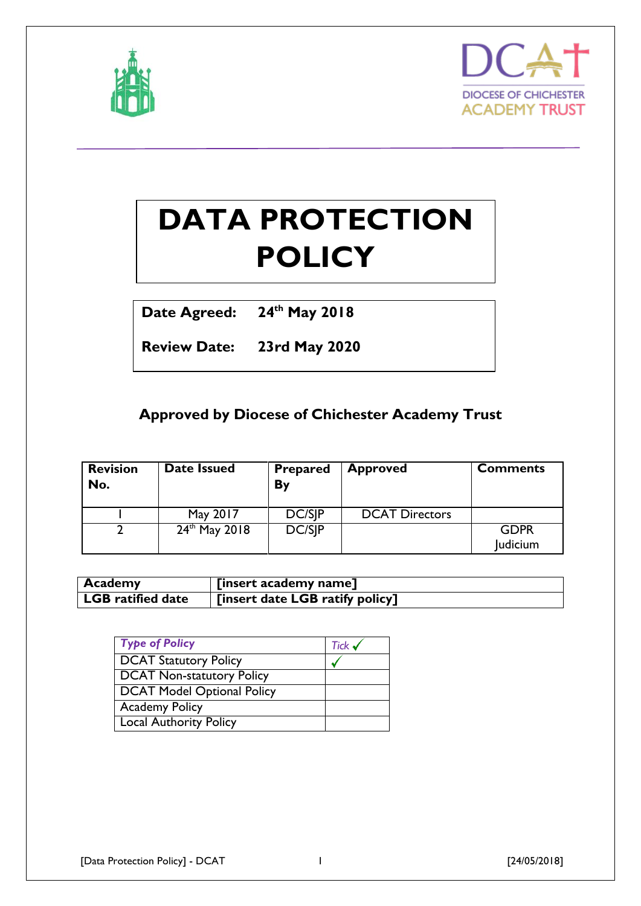DIOCESE OF CHICHESTER ACADEMY TRUST

# DATA PROTECTION POLICY

**Date Agreed:** **24th May 2018**

**Review Date:** **23rd May 2020**

**Approved by Diocese of Chichester Academy Trust**

| Revision No. | Date Issued | Prepared By | Approved | Comments |
|---|---|---|---|---|
| 1 | May 2017 | DC/SJP | DCAT Directors | |
| 2 | 24th May 2018 | DC/SJP | | GDPR Judicium |

| | |
|---|---|
| **Academy** | **[insert academy name]** |
| **LGB ratified date** | **[insert date LGB ratify policy]** |

| *Type of Policy* | *Tick* ✓ |
|---|---|
| DCAT Statutory Policy | ✓ |
| DCAT Non-statutory Policy | |
| DCAT Model Optional Policy | |
| Academy Policy | |
| Local Authority Policy | |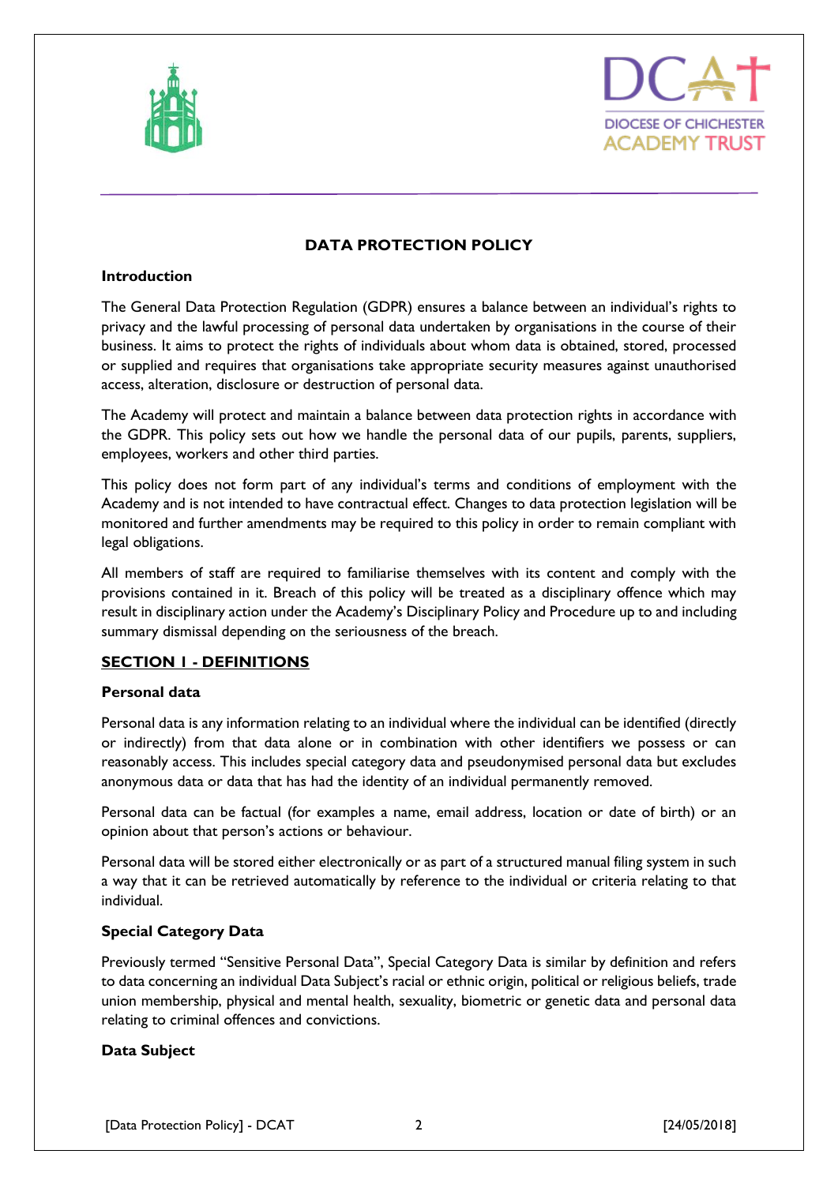## DATA PROTECTION POLICY

### Introduction

The General Data Protection Regulation (GDPR) ensures a balance between an individual's rights to privacy and the lawful processing of personal data undertaken by organisations in the course of their business. It aims to protect the rights of individuals about whom data is obtained, stored, processed or supplied and requires that organisations take appropriate security measures against unauthorised access, alteration, disclosure or destruction of personal data.

The Academy will protect and maintain a balance between data protection rights in accordance with the GDPR. This policy sets out how we handle the personal data of our pupils, parents, suppliers, employees, workers and other third parties.

This policy does not form part of any individual's terms and conditions of employment with the Academy and is not intended to have contractual effect. Changes to data protection legislation will be monitored and further amendments may be required to this policy in order to remain compliant with legal obligations.

All members of staff are required to familiarise themselves with its content and comply with the provisions contained in it. Breach of this policy will be treated as a disciplinary offence which may result in disciplinary action under the Academy's Disciplinary Policy and Procedure up to and including summary dismissal depending on the seriousness of the breach.

## SECTION 1 - DEFINITIONS

### Personal data

Personal data is any information relating to an individual where the individual can be identified (directly or indirectly) from that data alone or in combination with other identifiers we possess or can reasonably access. This includes special category data and pseudonymised personal data but excludes anonymous data or data that has had the identity of an individual permanently removed.

Personal data can be factual (for examples a name, email address, location or date of birth) or an opinion about that person's actions or behaviour.

Personal data will be stored either electronically or as part of a structured manual filing system in such a way that it can be retrieved automatically by reference to the individual or criteria relating to that individual.

### Special Category Data

Previously termed "Sensitive Personal Data", Special Category Data is similar by definition and refers to data concerning an individual Data Subject's racial or ethnic origin, political or religious beliefs, trade union membership, physical and mental health, sexuality, biometric or genetic data and personal data relating to criminal offences and convictions.

### Data Subject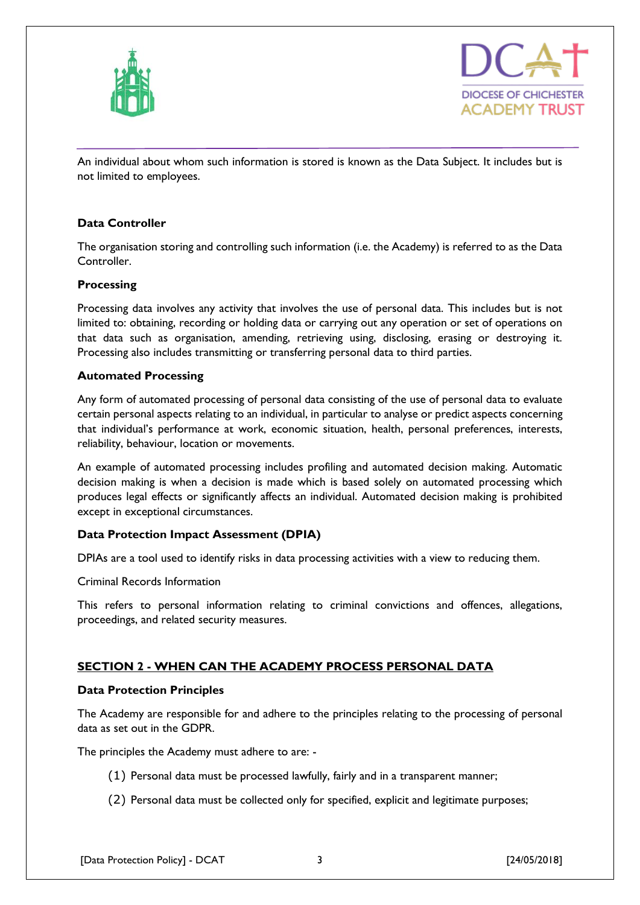An individual about whom such information is stored is known as the Data Subject. It includes but is not limited to employees.

**Data Controller**

The organisation storing and controlling such information (i.e. the Academy) is referred to as the Data Controller.

**Processing**

Processing data involves any activity that involves the use of personal data. This includes but is not limited to: obtaining, recording or holding data or carrying out any operation or set of operations on that data such as organisation, amending, retrieving using, disclosing, erasing or destroying it. Processing also includes transmitting or transferring personal data to third parties.

**Automated Processing**

Any form of automated processing of personal data consisting of the use of personal data to evaluate certain personal aspects relating to an individual, in particular to analyse or predict aspects concerning that individual's performance at work, economic situation, health, personal preferences, interests, reliability, behaviour, location or movements.

An example of automated processing includes profiling and automated decision making. Automatic decision making is when a decision is made which is based solely on automated processing which produces legal effects or significantly affects an individual. Automated decision making is prohibited except in exceptional circumstances.

**Data Protection Impact Assessment (DPIA)**

DPIAs are a tool used to identify risks in data processing activities with a view to reducing them.

Criminal Records Information

This refers to personal information relating to criminal convictions and offences, allegations, proceedings, and related security measures.

## SECTION 2 - WHEN CAN THE ACADEMY PROCESS PERSONAL DATA

**Data Protection Principles**

The Academy are responsible for and adhere to the principles relating to the processing of personal data as set out in the GDPR.

The principles the Academy must adhere to are: -

(1) Personal data must be processed lawfully, fairly and in a transparent manner;

(2) Personal data must be collected only for specified, explicit and legitimate purposes;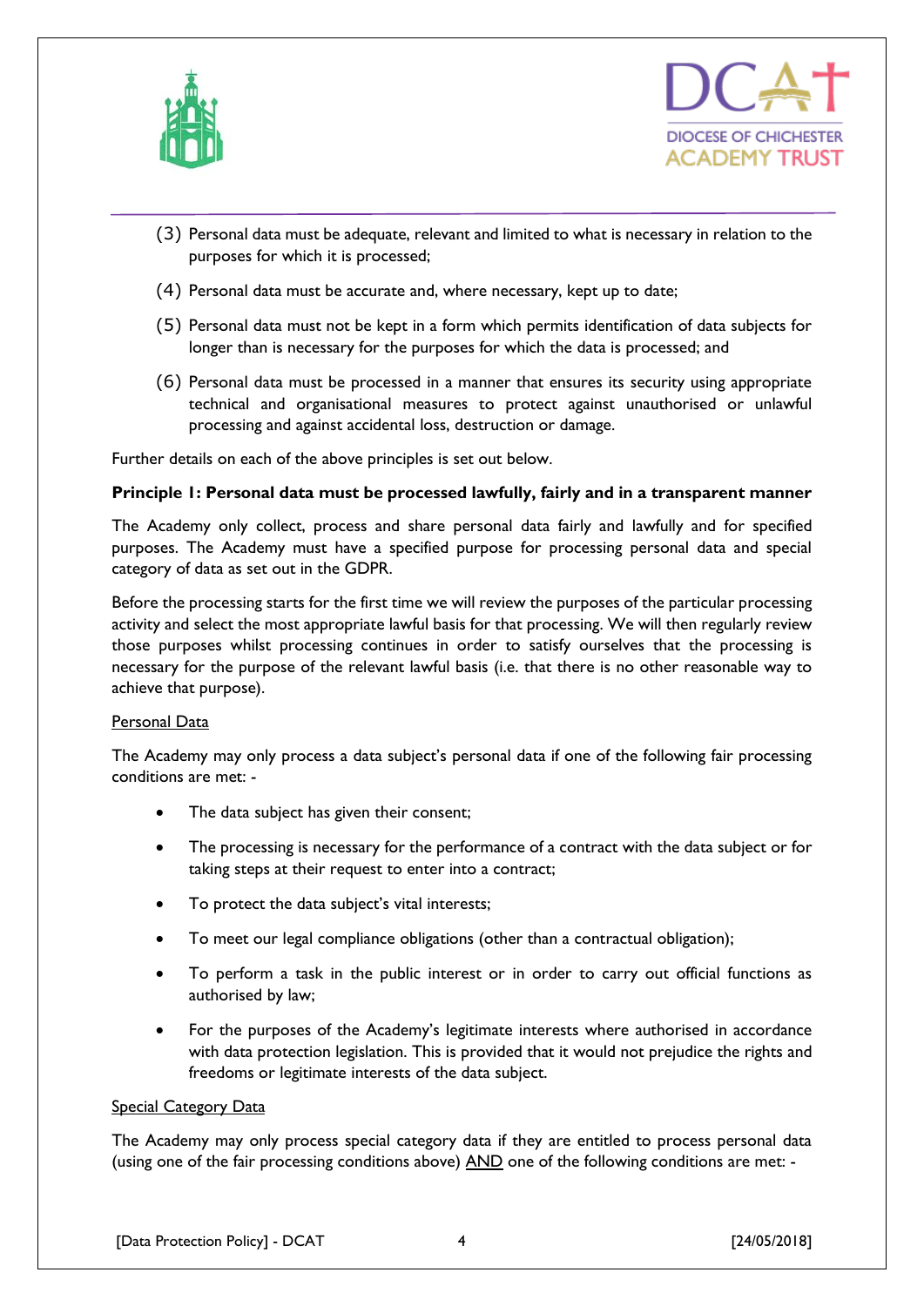(3) Personal data must be adequate, relevant and limited to what is necessary in relation to the purposes for which it is processed;

(4) Personal data must be accurate and, where necessary, kept up to date;

(5) Personal data must not be kept in a form which permits identification of data subjects for longer than is necessary for the purposes for which the data is processed; and

(6) Personal data must be processed in a manner that ensures its security using appropriate technical and organisational measures to protect against unauthorised or unlawful processing and against accidental loss, destruction or damage.

Further details on each of the above principles is set out below.

**Principle 1: Personal data must be processed lawfully, fairly and in a transparent manner**

The Academy only collect, process and share personal data fairly and lawfully and for specified purposes. The Academy must have a specified purpose for processing personal data and special category of data as set out in the GDPR.

Before the processing starts for the first time we will review the purposes of the particular processing activity and select the most appropriate lawful basis for that processing. We will then regularly review those purposes whilst processing continues in order to satisfy ourselves that the processing is necessary for the purpose of the relevant lawful basis (i.e. that there is no other reasonable way to achieve that purpose).

Personal Data

The Academy may only process a data subject's personal data if one of the following fair processing conditions are met: -

- The data subject has given their consent;
- The processing is necessary for the performance of a contract with the data subject or for taking steps at their request to enter into a contract;
- To protect the data subject's vital interests;
- To meet our legal compliance obligations (other than a contractual obligation);
- To perform a task in the public interest or in order to carry out official functions as authorised by law;
- For the purposes of the Academy's legitimate interests where authorised in accordance with data protection legislation. This is provided that it would not prejudice the rights and freedoms or legitimate interests of the data subject.

Special Category Data

The Academy may only process special category data if they are entitled to process personal data (using one of the fair processing conditions above) AND one of the following conditions are met: -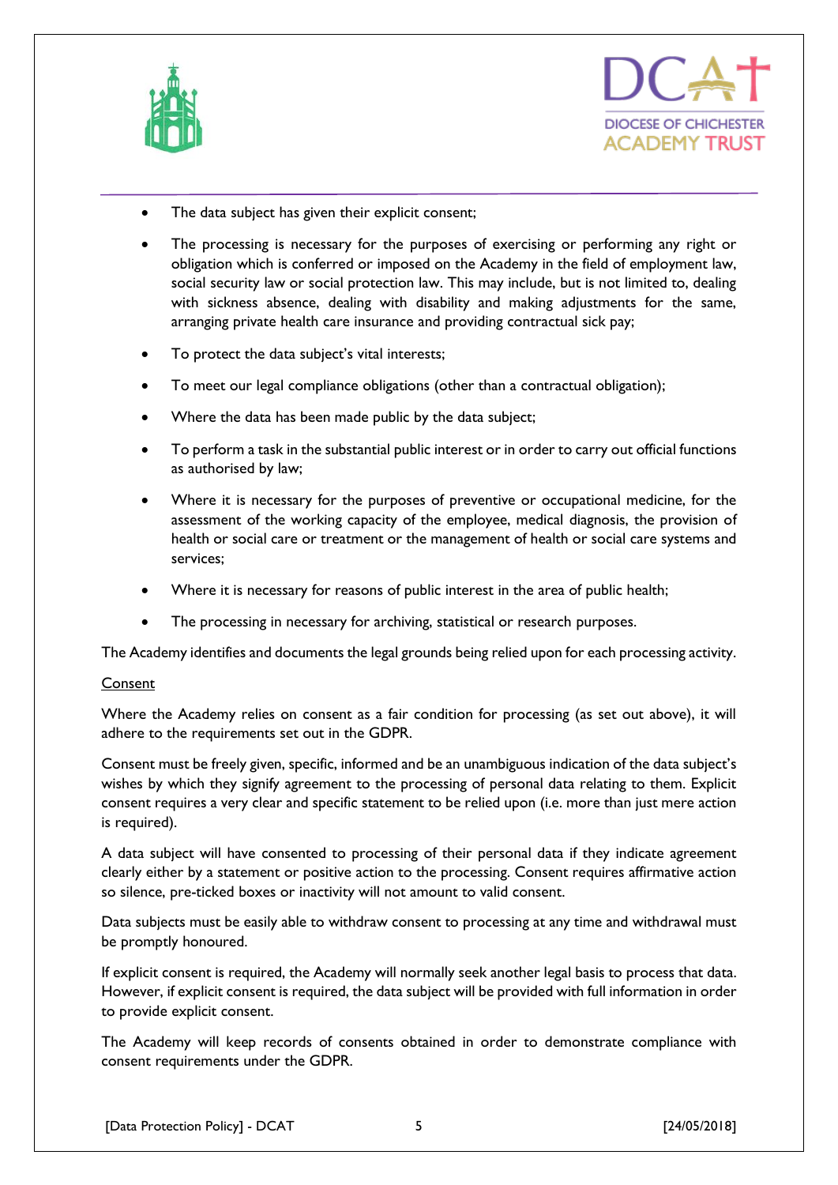- The data subject has given their explicit consent;
- The processing is necessary for the purposes of exercising or performing any right or obligation which is conferred or imposed on the Academy in the field of employment law, social security law or social protection law. This may include, but is not limited to, dealing with sickness absence, dealing with disability and making adjustments for the same, arranging private health care insurance and providing contractual sick pay;
- To protect the data subject's vital interests;
- To meet our legal compliance obligations (other than a contractual obligation);
- Where the data has been made public by the data subject;
- To perform a task in the substantial public interest or in order to carry out official functions as authorised by law;
- Where it is necessary for the purposes of preventive or occupational medicine, for the assessment of the working capacity of the employee, medical diagnosis, the provision of health or social care or treatment or the management of health or social care systems and services;
- Where it is necessary for reasons of public interest in the area of public health;
- The processing in necessary for archiving, statistical or research purposes.

The Academy identifies and documents the legal grounds being relied upon for each processing activity.

<u>Consent</u>

Where the Academy relies on consent as a fair condition for processing (as set out above), it will adhere to the requirements set out in the GDPR.

Consent must be freely given, specific, informed and be an unambiguous indication of the data subject's wishes by which they signify agreement to the processing of personal data relating to them. Explicit consent requires a very clear and specific statement to be relied upon (i.e. more than just mere action is required).

A data subject will have consented to processing of their personal data if they indicate agreement clearly either by a statement or positive action to the processing. Consent requires affirmative action so silence, pre-ticked boxes or inactivity will not amount to valid consent.

Data subjects must be easily able to withdraw consent to processing at any time and withdrawal must be promptly honoured.

If explicit consent is required, the Academy will normally seek another legal basis to process that data. However, if explicit consent is required, the data subject will be provided with full information in order to provide explicit consent.

The Academy will keep records of consents obtained in order to demonstrate compliance with consent requirements under the GDPR.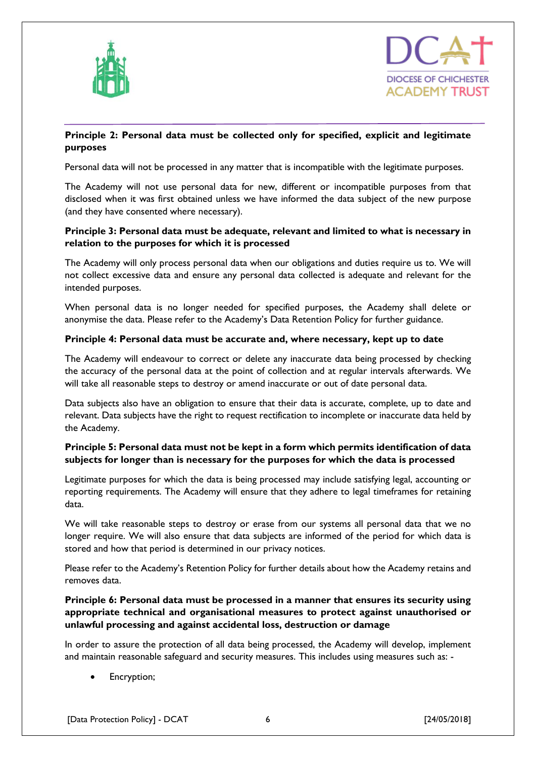**Principle 2: Personal data must be collected only for specified, explicit and legitimate purposes**

Personal data will not be processed in any matter that is incompatible with the legitimate purposes.

The Academy will not use personal data for new, different or incompatible purposes from that disclosed when it was first obtained unless we have informed the data subject of the new purpose (and they have consented where necessary).

**Principle 3: Personal data must be adequate, relevant and limited to what is necessary in relation to the purposes for which it is processed**

The Academy will only process personal data when our obligations and duties require us to. We will not collect excessive data and ensure any personal data collected is adequate and relevant for the intended purposes.

When personal data is no longer needed for specified purposes, the Academy shall delete or anonymise the data. Please refer to the Academy's Data Retention Policy for further guidance.

**Principle 4: Personal data must be accurate and, where necessary, kept up to date**

The Academy will endeavour to correct or delete any inaccurate data being processed by checking the accuracy of the personal data at the point of collection and at regular intervals afterwards. We will take all reasonable steps to destroy or amend inaccurate or out of date personal data.

Data subjects also have an obligation to ensure that their data is accurate, complete, up to date and relevant. Data subjects have the right to request rectification to incomplete or inaccurate data held by the Academy.

**Principle 5: Personal data must not be kept in a form which permits identification of data subjects for longer than is necessary for the purposes for which the data is processed**

Legitimate purposes for which the data is being processed may include satisfying legal, accounting or reporting requirements. The Academy will ensure that they adhere to legal timeframes for retaining data.

We will take reasonable steps to destroy or erase from our systems all personal data that we no longer require. We will also ensure that data subjects are informed of the period for which data is stored and how that period is determined in our privacy notices.

Please refer to the Academy's Retention Policy for further details about how the Academy retains and removes data.

**Principle 6: Personal data must be processed in a manner that ensures its security using appropriate technical and organisational measures to protect against unauthorised or unlawful processing and against accidental loss, destruction or damage**

In order to assure the protection of all data being processed, the Academy will develop, implement and maintain reasonable safeguard and security measures. This includes using measures such as: -

- Encryption;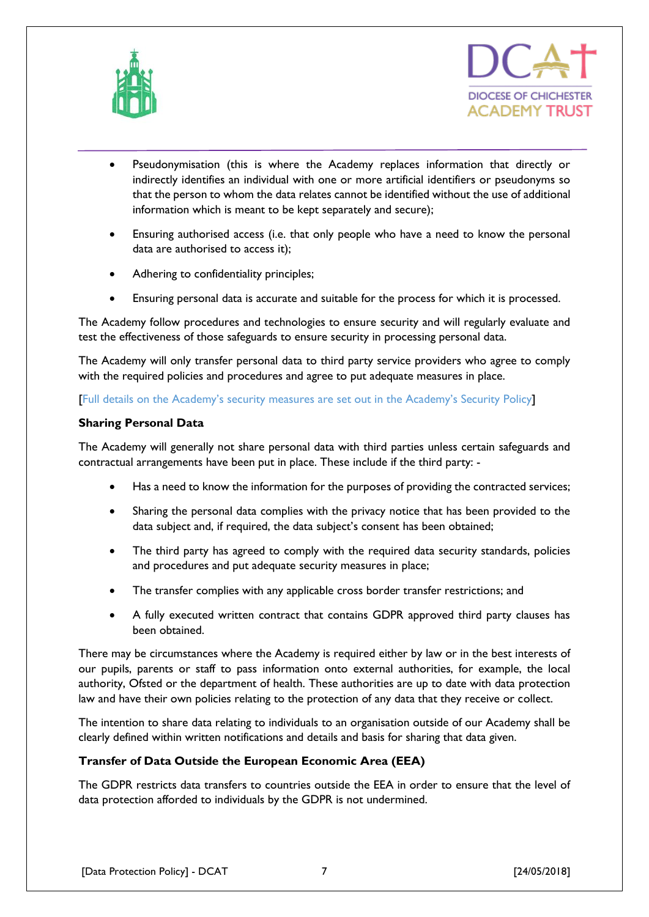- Pseudonymisation (this is where the Academy replaces information that directly or indirectly identifies an individual with one or more artificial identifiers or pseudonyms so that the person to whom the data relates cannot be identified without the use of additional information which is meant to be kept separately and secure);
- Ensuring authorised access (i.e. that only people who have a need to know the personal data are authorised to access it);
- Adhering to confidentiality principles;
- Ensuring personal data is accurate and suitable for the process for which it is processed.

The Academy follow procedures and technologies to ensure security and will regularly evaluate and test the effectiveness of those safeguards to ensure security in processing personal data.

The Academy will only transfer personal data to third party service providers who agree to comply with the required policies and procedures and agree to put adequate measures in place.

[Full details on the Academy's security measures are set out in the Academy's Security Policy]

**Sharing Personal Data**

The Academy will generally not share personal data with third parties unless certain safeguards and contractual arrangements have been put in place. These include if the third party: -

- Has a need to know the information for the purposes of providing the contracted services;
- Sharing the personal data complies with the privacy notice that has been provided to the data subject and, if required, the data subject's consent has been obtained;
- The third party has agreed to comply with the required data security standards, policies and procedures and put adequate security measures in place;
- The transfer complies with any applicable cross border transfer restrictions; and
- A fully executed written contract that contains GDPR approved third party clauses has been obtained.

There may be circumstances where the Academy is required either by law or in the best interests of our pupils, parents or staff to pass information onto external authorities, for example, the local authority, Ofsted or the department of health. These authorities are up to date with data protection law and have their own policies relating to the protection of any data that they receive or collect.

The intention to share data relating to individuals to an organisation outside of our Academy shall be clearly defined within written notifications and details and basis for sharing that data given.

**Transfer of Data Outside the European Economic Area (EEA)**

The GDPR restricts data transfers to countries outside the EEA in order to ensure that the level of data protection afforded to individuals by the GDPR is not undermined.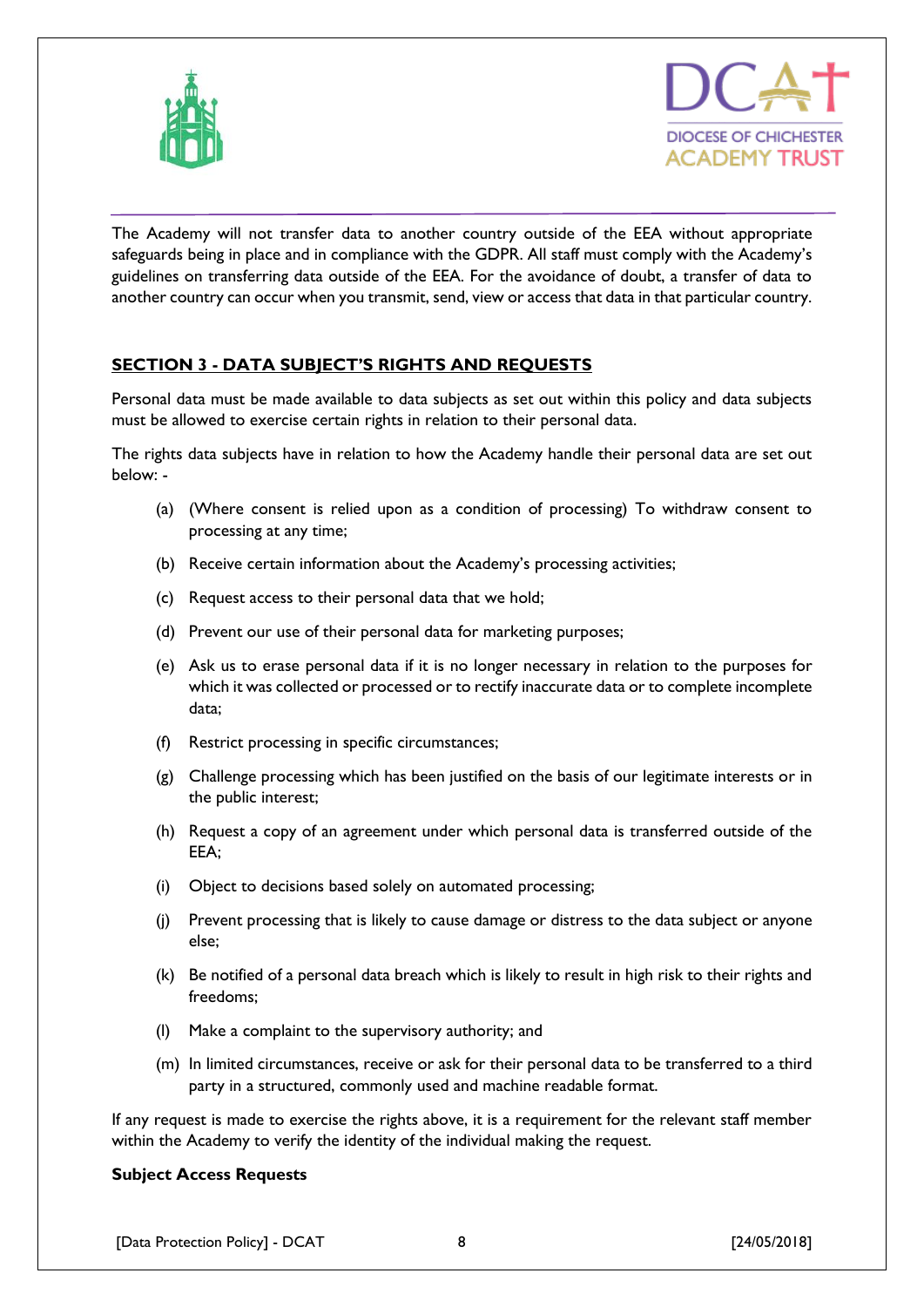The Academy will not transfer data to another country outside of the EEA without appropriate safeguards being in place and in compliance with the GDPR. All staff must comply with the Academy's guidelines on transferring data outside of the EEA. For the avoidance of doubt, a transfer of data to another country can occur when you transmit, send, view or access that data in that particular country.

## SECTION 3 - DATA SUBJECT'S RIGHTS AND REQUESTS

Personal data must be made available to data subjects as set out within this policy and data subjects must be allowed to exercise certain rights in relation to their personal data.

The rights data subjects have in relation to how the Academy handle their personal data are set out below: -

(a) (Where consent is relied upon as a condition of processing) To withdraw consent to processing at any time;

(b) Receive certain information about the Academy's processing activities;

(c) Request access to their personal data that we hold;

(d) Prevent our use of their personal data for marketing purposes;

(e) Ask us to erase personal data if it is no longer necessary in relation to the purposes for which it was collected or processed or to rectify inaccurate data or to complete incomplete data;

(f) Restrict processing in specific circumstances;

(g) Challenge processing which has been justified on the basis of our legitimate interests or in the public interest;

(h) Request a copy of an agreement under which personal data is transferred outside of the EEA;

(i) Object to decisions based solely on automated processing;

(j) Prevent processing that is likely to cause damage or distress to the data subject or anyone else;

(k) Be notified of a personal data breach which is likely to result in high risk to their rights and freedoms;

(l) Make a complaint to the supervisory authority; and

(m) In limited circumstances, receive or ask for their personal data to be transferred to a third party in a structured, commonly used and machine readable format.

If any request is made to exercise the rights above, it is a requirement for the relevant staff member within the Academy to verify the identity of the individual making the request.

**Subject Access Requests**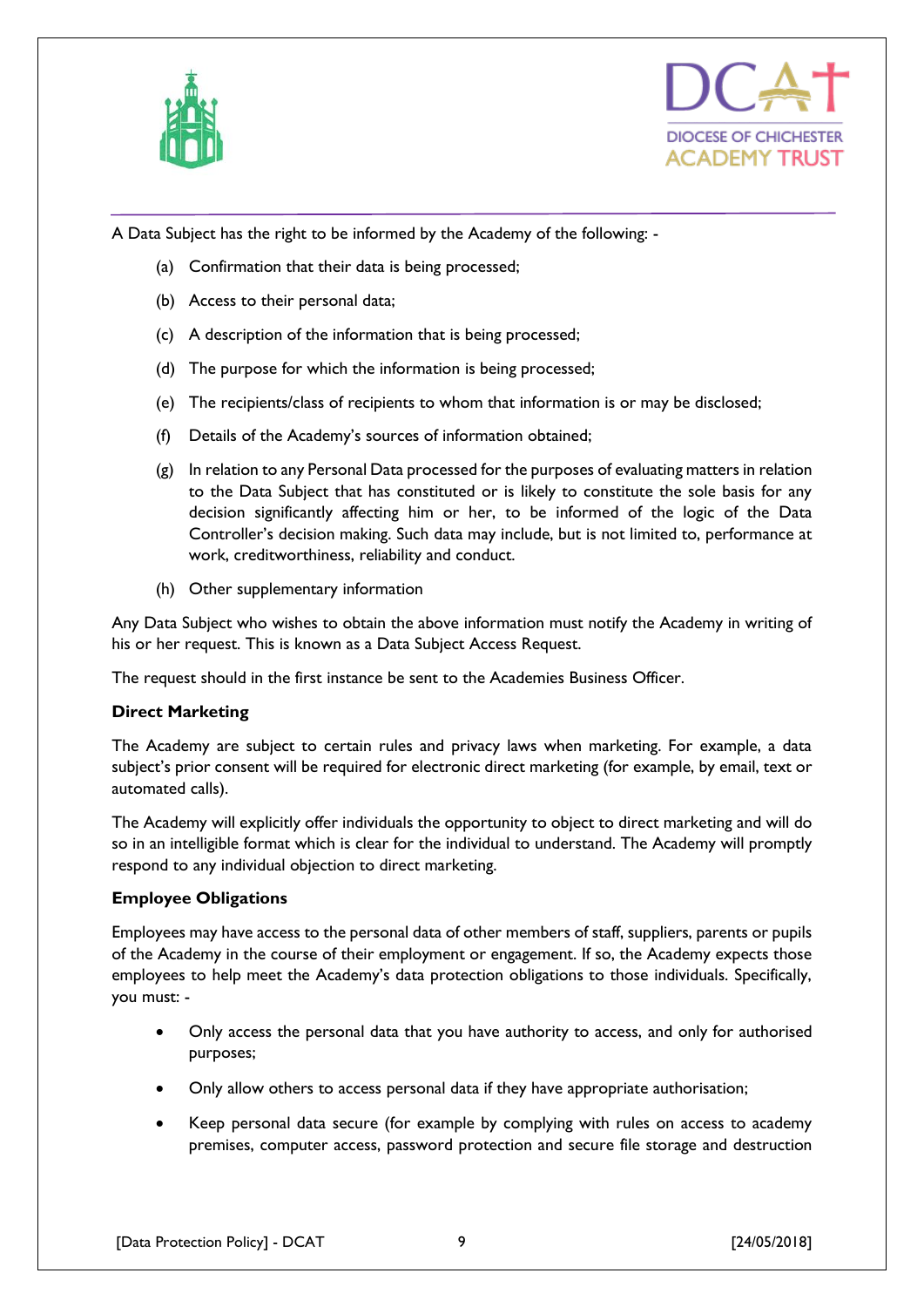A Data Subject has the right to be informed by the Academy of the following: -

(a) Confirmation that their data is being processed;

(b) Access to their personal data;

(c) A description of the information that is being processed;

(d) The purpose for which the information is being processed;

(e) The recipients/class of recipients to whom that information is or may be disclosed;

(f) Details of the Academy's sources of information obtained;

(g) In relation to any Personal Data processed for the purposes of evaluating matters in relation to the Data Subject that has constituted or is likely to constitute the sole basis for any decision significantly affecting him or her, to be informed of the logic of the Data Controller's decision making. Such data may include, but is not limited to, performance at work, creditworthiness, reliability and conduct.

(h) Other supplementary information

Any Data Subject who wishes to obtain the above information must notify the Academy in writing of his or her request. This is known as a Data Subject Access Request.

The request should in the first instance be sent to the Academies Business Officer.

**Direct Marketing**

The Academy are subject to certain rules and privacy laws when marketing. For example, a data subject's prior consent will be required for electronic direct marketing (for example, by email, text or automated calls).

The Academy will explicitly offer individuals the opportunity to object to direct marketing and will do so in an intelligible format which is clear for the individual to understand. The Academy will promptly respond to any individual objection to direct marketing.

**Employee Obligations**

Employees may have access to the personal data of other members of staff, suppliers, parents or pupils of the Academy in the course of their employment or engagement. If so, the Academy expects those employees to help meet the Academy's data protection obligations to those individuals. Specifically, you must: -

- Only access the personal data that you have authority to access, and only for authorised purposes;
- Only allow others to access personal data if they have appropriate authorisation;
- Keep personal data secure (for example by complying with rules on access to academy premises, computer access, password protection and secure file storage and destruction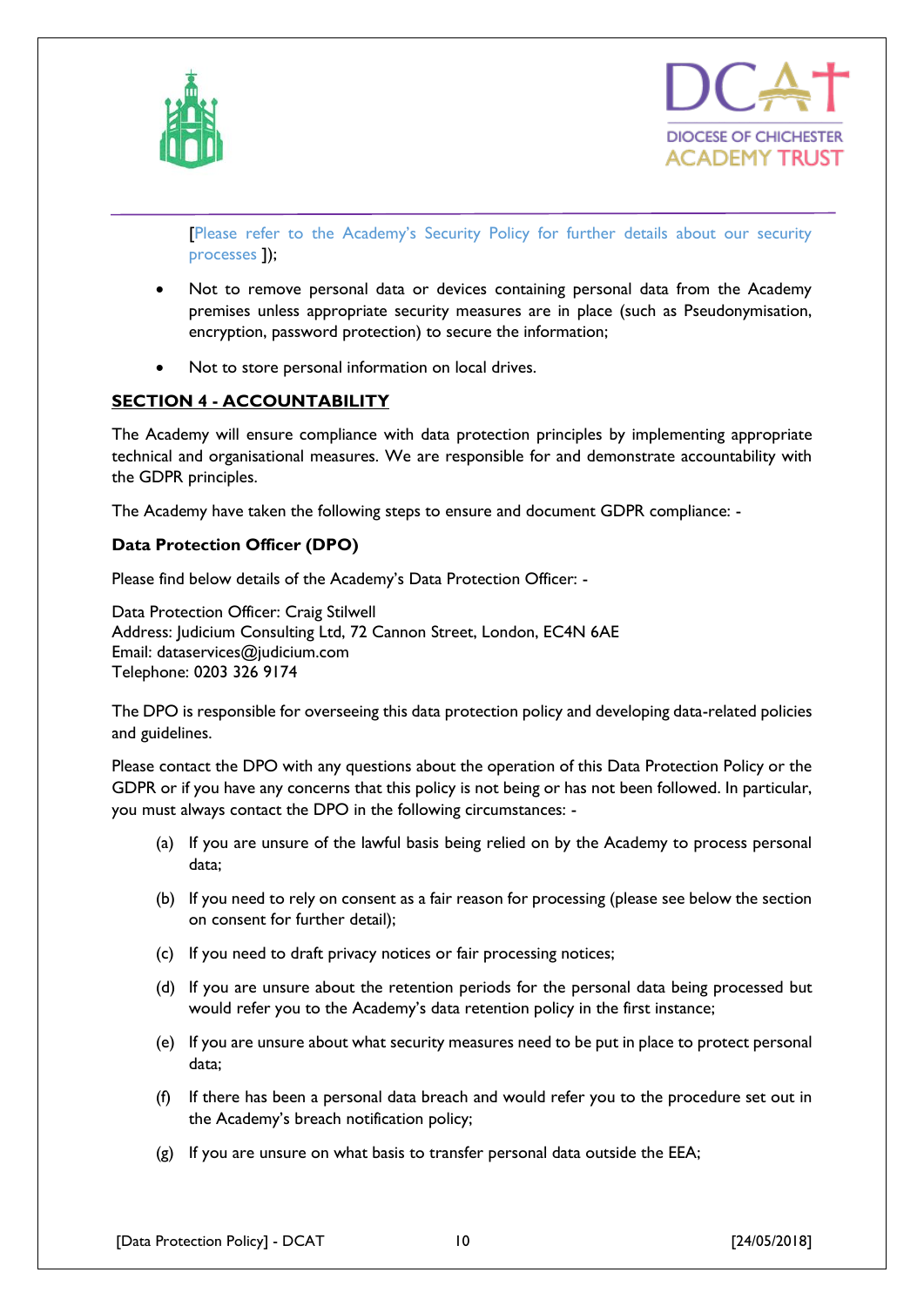[Please refer to the Academy's Security Policy for further details about our security processes ]);

- Not to remove personal data or devices containing personal data from the Academy premises unless appropriate security measures are in place (such as Pseudonymisation, encryption, password protection) to secure the information;
- Not to store personal information on local drives.

## SECTION 4 - ACCOUNTABILITY

The Academy will ensure compliance with data protection principles by implementing appropriate technical and organisational measures. We are responsible for and demonstrate accountability with the GDPR principles.

The Academy have taken the following steps to ensure and document GDPR compliance: -

### Data Protection Officer (DPO)

Please find below details of the Academy's Data Protection Officer: -

Data Protection Officer: Craig Stilwell
Address: Judicium Consulting Ltd, 72 Cannon Street, London, EC4N 6AE
Email: dataservices@judicium.com
Telephone: 0203 326 9174

The DPO is responsible for overseeing this data protection policy and developing data-related policies and guidelines.

Please contact the DPO with any questions about the operation of this Data Protection Policy or the GDPR or if you have any concerns that this policy is not being or has not been followed. In particular, you must always contact the DPO in the following circumstances: -

(a) If you are unsure of the lawful basis being relied on by the Academy to process personal data;

(b) If you need to rely on consent as a fair reason for processing (please see below the section on consent for further detail);

(c) If you need to draft privacy notices or fair processing notices;

(d) If you are unsure about the retention periods for the personal data being processed but would refer you to the Academy's data retention policy in the first instance;

(e) If you are unsure about what security measures need to be put in place to protect personal data;

(f) If there has been a personal data breach and would refer you to the procedure set out in the Academy's breach notification policy;

(g) If you are unsure on what basis to transfer personal data outside the EEA;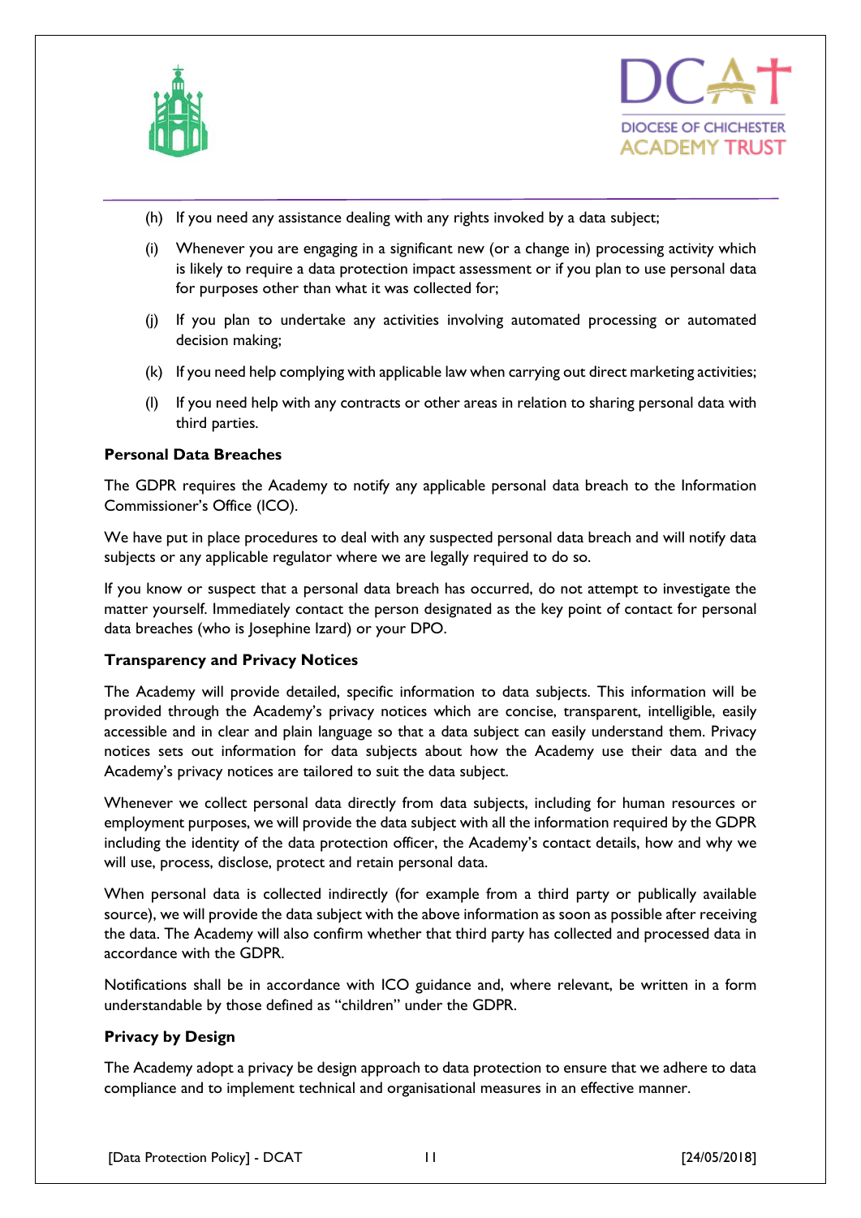(h) If you need any assistance dealing with any rights invoked by a data subject;

(i) Whenever you are engaging in a significant new (or a change in) processing activity which is likely to require a data protection impact assessment or if you plan to use personal data for purposes other than what it was collected for;

(j) If you plan to undertake any activities involving automated processing or automated decision making;

(k) If you need help complying with applicable law when carrying out direct marketing activities;

(l) If you need help with any contracts or other areas in relation to sharing personal data with third parties.

**Personal Data Breaches**

The GDPR requires the Academy to notify any applicable personal data breach to the Information Commissioner's Office (ICO).

We have put in place procedures to deal with any suspected personal data breach and will notify data subjects or any applicable regulator where we are legally required to do so.

If you know or suspect that a personal data breach has occurred, do not attempt to investigate the matter yourself. Immediately contact the person designated as the key point of contact for personal data breaches (who is Josephine Izard) or your DPO.

**Transparency and Privacy Notices**

The Academy will provide detailed, specific information to data subjects. This information will be provided through the Academy's privacy notices which are concise, transparent, intelligible, easily accessible and in clear and plain language so that a data subject can easily understand them. Privacy notices sets out information for data subjects about how the Academy use their data and the Academy's privacy notices are tailored to suit the data subject.

Whenever we collect personal data directly from data subjects, including for human resources or employment purposes, we will provide the data subject with all the information required by the GDPR including the identity of the data protection officer, the Academy's contact details, how and why we will use, process, disclose, protect and retain personal data.

When personal data is collected indirectly (for example from a third party or publically available source), we will provide the data subject with the above information as soon as possible after receiving the data. The Academy will also confirm whether that third party has collected and processed data in accordance with the GDPR.

Notifications shall be in accordance with ICO guidance and, where relevant, be written in a form understandable by those defined as "children" under the GDPR.

**Privacy by Design**

The Academy adopt a privacy be design approach to data protection to ensure that we adhere to data compliance and to implement technical and organisational measures in an effective manner.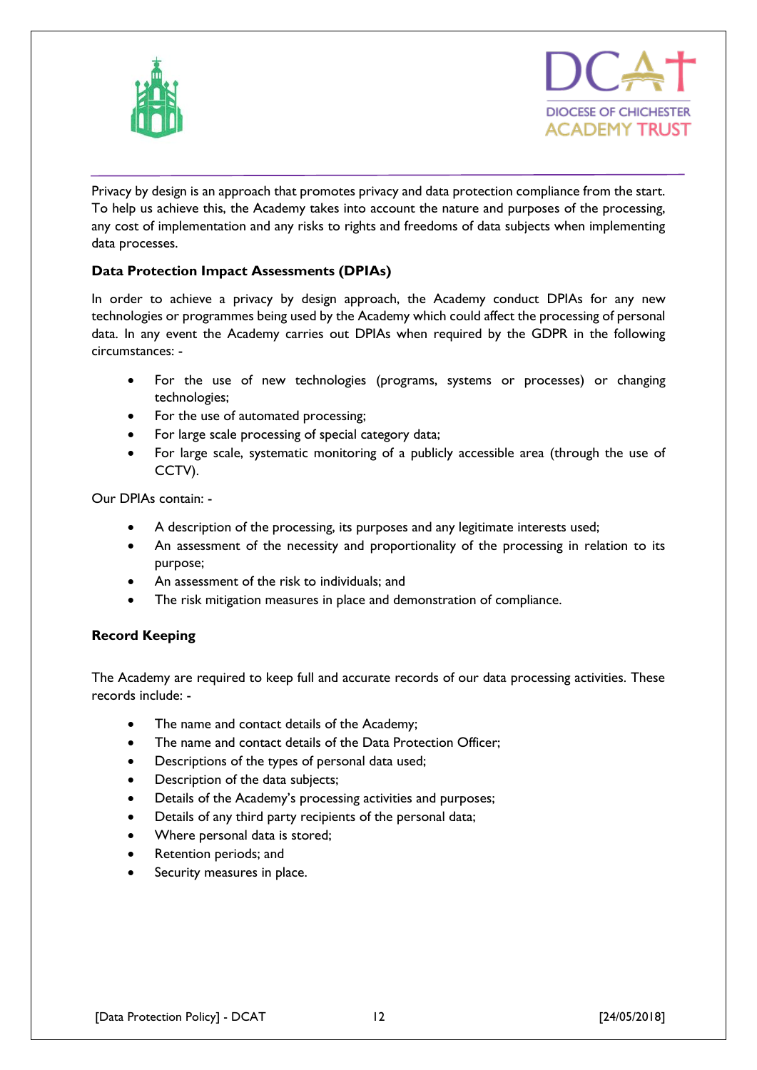Privacy by design is an approach that promotes privacy and data protection compliance from the start. To help us achieve this, the Academy takes into account the nature and purposes of the processing, any cost of implementation and any risks to rights and freedoms of data subjects when implementing data processes.

**Data Protection Impact Assessments (DPIAs)**

In order to achieve a privacy by design approach, the Academy conduct DPIAs for any new technologies or programmes being used by the Academy which could affect the processing of personal data. In any event the Academy carries out DPIAs when required by the GDPR in the following circumstances: -

- For the use of new technologies (programs, systems or processes) or changing technologies;
- For the use of automated processing;
- For large scale processing of special category data;
- For large scale, systematic monitoring of a publicly accessible area (through the use of CCTV).

Our DPIAs contain: -

- A description of the processing, its purposes and any legitimate interests used;
- An assessment of the necessity and proportionality of the processing in relation to its purpose;
- An assessment of the risk to individuals; and
- The risk mitigation measures in place and demonstration of compliance.

**Record Keeping**

The Academy are required to keep full and accurate records of our data processing activities. These records include: -

- The name and contact details of the Academy;
- The name and contact details of the Data Protection Officer;
- Descriptions of the types of personal data used;
- Description of the data subjects;
- Details of the Academy's processing activities and purposes;
- Details of any third party recipients of the personal data;
- Where personal data is stored;
- Retention periods; and
- Security measures in place.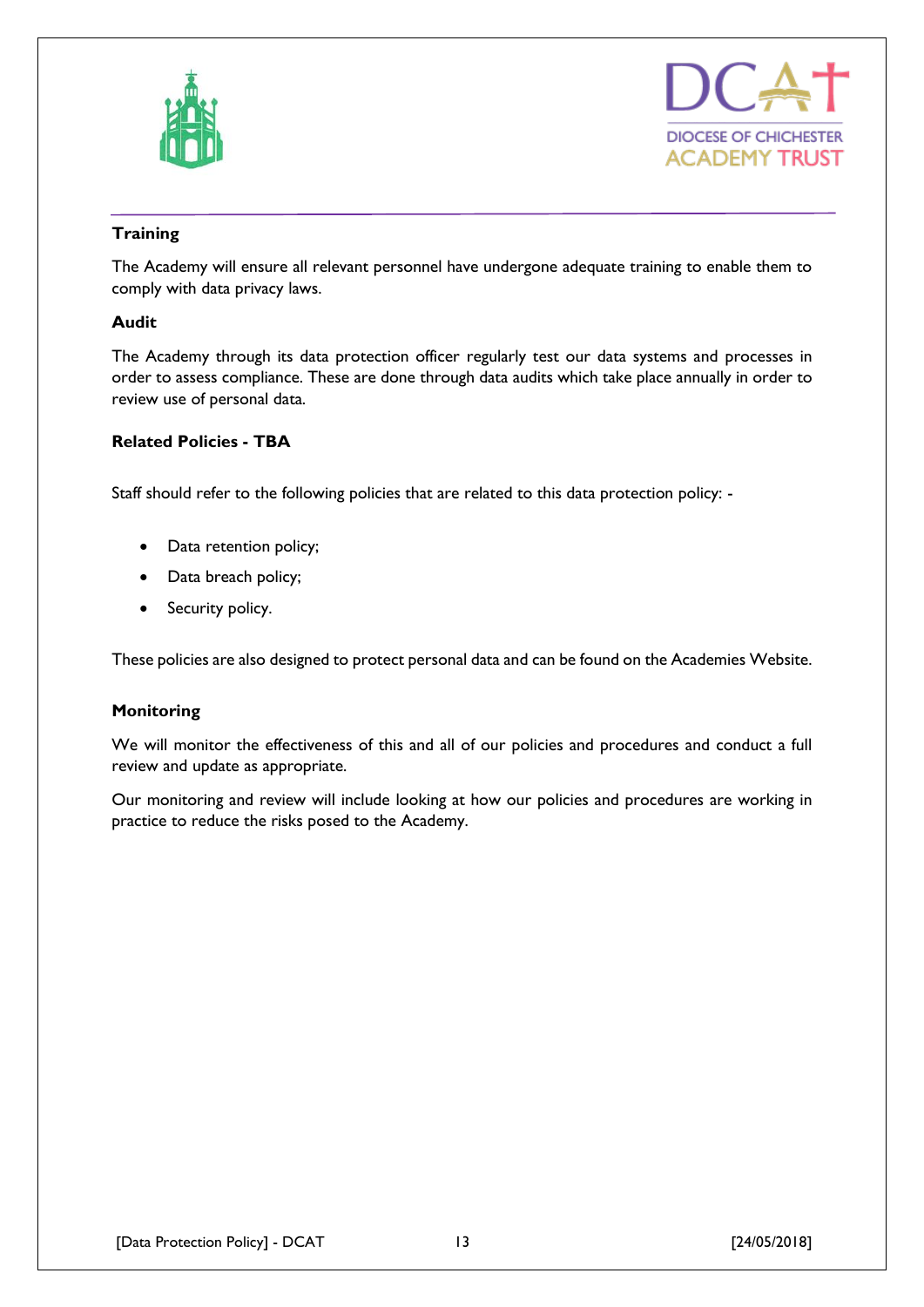**Training**

The Academy will ensure all relevant personnel have undergone adequate training to enable them to comply with data privacy laws.

**Audit**

The Academy through its data protection officer regularly test our data systems and processes in order to assess compliance. These are done through data audits which take place annually in order to review use of personal data.

**Related Policies - TBA**

Staff should refer to the following policies that are related to this data protection policy: -

- Data retention policy;
- Data breach policy;
- Security policy.

These policies are also designed to protect personal data and can be found on the Academies Website.

**Monitoring**

We will monitor the effectiveness of this and all of our policies and procedures and conduct a full review and update as appropriate.

Our monitoring and review will include looking at how our policies and procedures are working in practice to reduce the risks posed to the Academy.